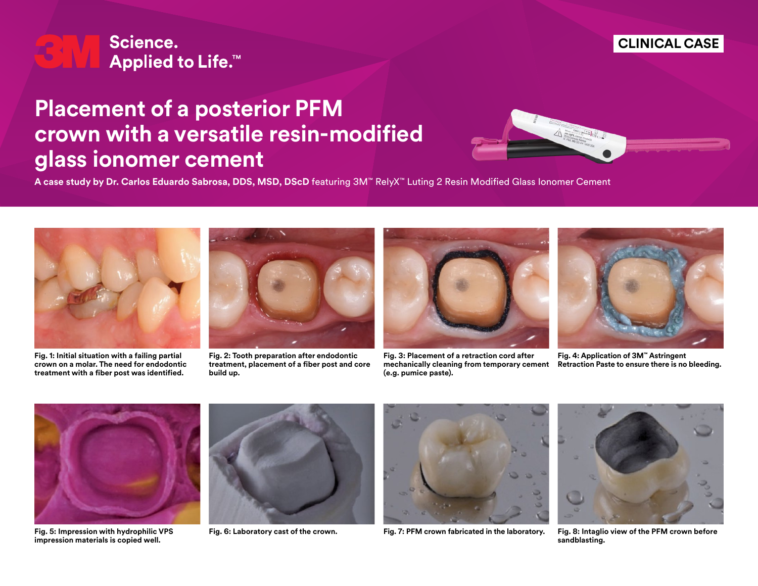3M Science. Applied to Life.™

CLINICAL CASE

# Placement of a posterior PFM crown with a versatile resin-modified glass ionomer cement

**A case study by Dr. Carlos Eduardo Sabrosa, DDS, MSD, DScD** featuring 3M™ RelyX™ Luting 2 Resin Modified Glass Ionomer Cement

**Fig. 1: Initial situation with a failing partial crown on a molar. The need for endodontic treatment with a fiber post was identified.**

**Fig. 2: Tooth preparation after endodontic treatment, placement of a fiber post and core build up.**

**Fig. 3: Placement of a retraction cord after mechanically cleaning from temporary cement (e.g. pumice paste).**

**Fig. 4: Application of 3M™ Astringent Retraction Paste to ensure there is no bleeding.**

**Fig. 5: Impression with hydrophilic VPS impression materials is copied well.**

**Fig. 6: Laboratory cast of the crown.**

**Fig. 7: PFM crown fabricated in the laboratory.**

**Fig. 8: Intaglio view of the PFM crown before sandblasting.**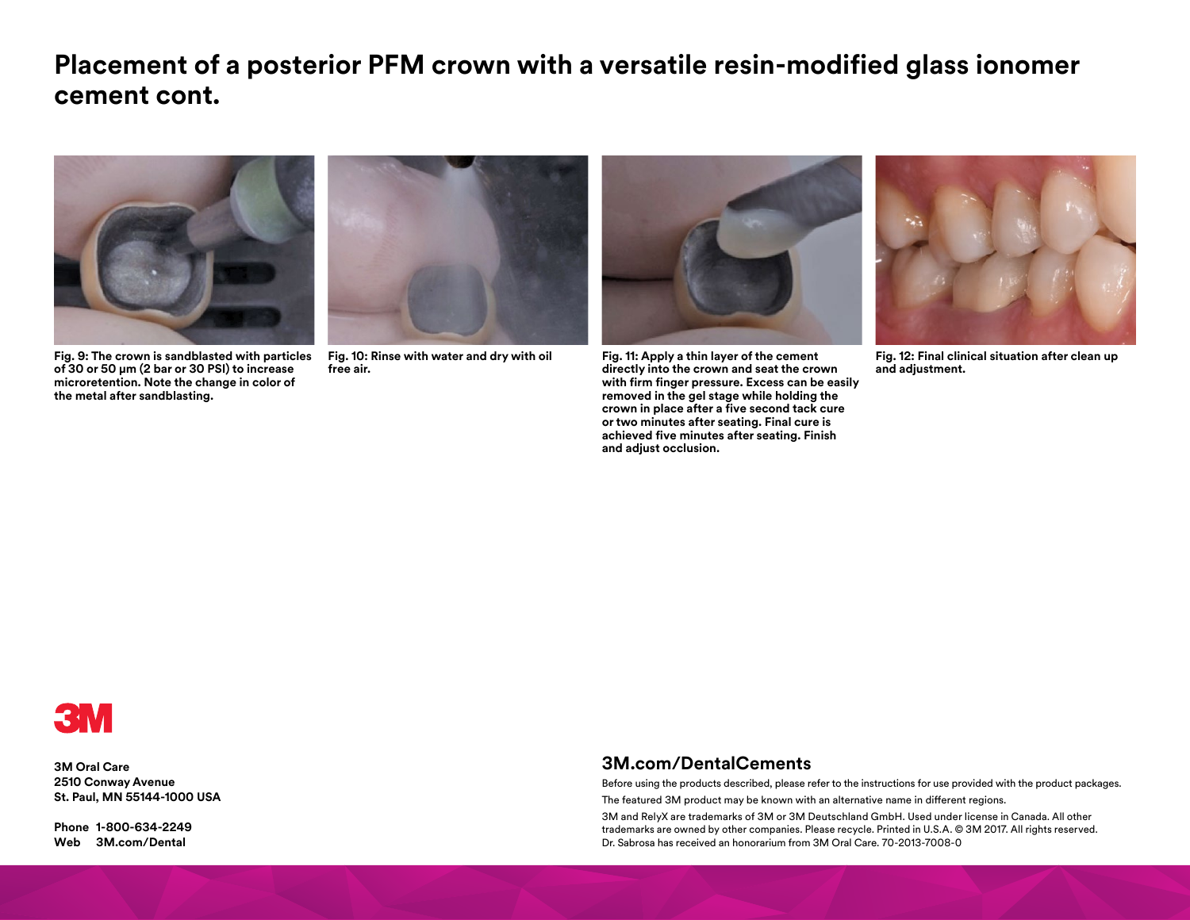# Placement of a posterior PFM crown with a versatile resin-modified glass ionomer cement cont.

**Fig. 9: The crown is sandblasted with particles of 30 or 50 μm (2 bar or 30 PSI) to increase microretention. Note the change in color of the metal after sandblasting.**

**Fig. 10: Rinse with water and dry with oil free air.**

**Fig. 11: Apply a thin layer of the cement directly into the crown and seat the crown with firm finger pressure. Excess can be easily removed in the gel stage while holding the crown in place after a five second tack cure or two minutes after seating. Final cure is achieved five minutes after seating. Finish and adjust occlusion.**

**Fig. 12: Final clinical situation after clean up and adjustment.**

3M

**3M Oral Care**
**2510 Conway Avenue**
**St. Paul, MN 55144-1000 USA**

**Phone** **1-800-634-2249**
**Web** **3M.com/Dental**

## 3M.com/DentalCements

Before using the products described, please refer to the instructions for use provided with the product packages.

The featured 3M product may be known with an alternative name in different regions.

3M and RelyX are trademarks of 3M or 3M Deutschland GmbH. Used under license in Canada. All other trademarks are owned by other companies. Please recycle. Printed in U.S.A. © 3M 2017. All rights reserved. Dr. Sabrosa has received an honorarium from 3M Oral Care. 70-2013-7008-0